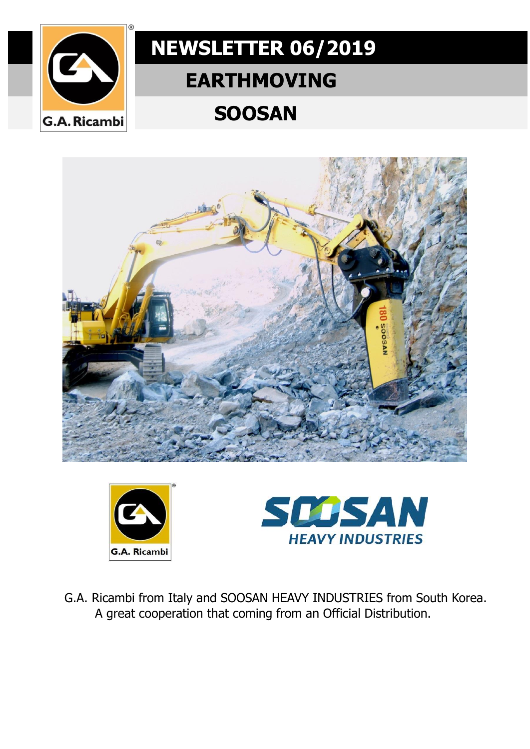# NEWSLETTER 06/2019

## EARTHMOVING

## SOOSAN

G.A. Ricambi from Italy and SOOSAN HEAVY INDUSTRIES from South Korea.
A great cooperation that coming from an Official Distribution.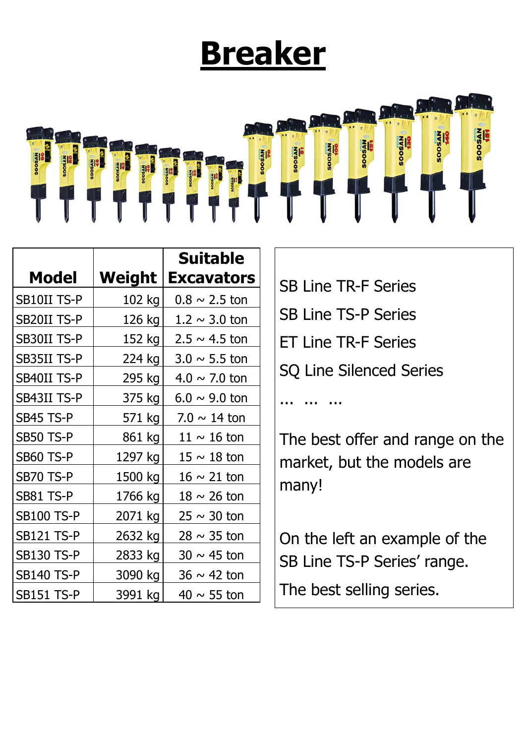# Breaker

| Model | Weight | Suitable Excavators |
|---|---|---|
| SB10II TS-P | 102 kg | 0.8 ~ 2.5 ton |
| SB20II TS-P | 126 kg | 1.2 ~ 3.0 ton |
| SB30II TS-P | 152 kg | 2.5 ~ 4.5 ton |
| SB35II TS-P | 224 kg | 3.0 ~ 5.5 ton |
| SB40II TS-P | 295 kg | 4.0 ~ 7.0 ton |
| SB43II TS-P | 375 kg | 6.0 ~ 9.0 ton |
| SB45 TS-P | 571 kg | 7.0 ~ 14 ton |
| SB50 TS-P | 861 kg | 11 ~ 16 ton |
| SB60 TS-P | 1297 kg | 15 ~ 18 ton |
| SB70 TS-P | 1500 kg | 16 ~ 21 ton |
| SB81 TS-P | 1766 kg | 18 ~ 26 ton |
| SB100 TS-P | 2071 kg | 25 ~ 30 ton |
| SB121 TS-P | 2632 kg | 28 ~ 35 ton |
| SB130 TS-P | 2833 kg | 30 ~ 45 ton |
| SB140 TS-P | 3090 kg | 36 ~ 42 ton |
| SB151 TS-P | 3991 kg | 40 ~ 55 ton |

SB Line TR-F Series

SB Line TS-P Series

ET Line TR-F Series

SQ Line Silenced Series

… … …

The best offer and range on the market, but the models are many!

On the left an example of the SB Line TS-P Series' range.

The best selling series.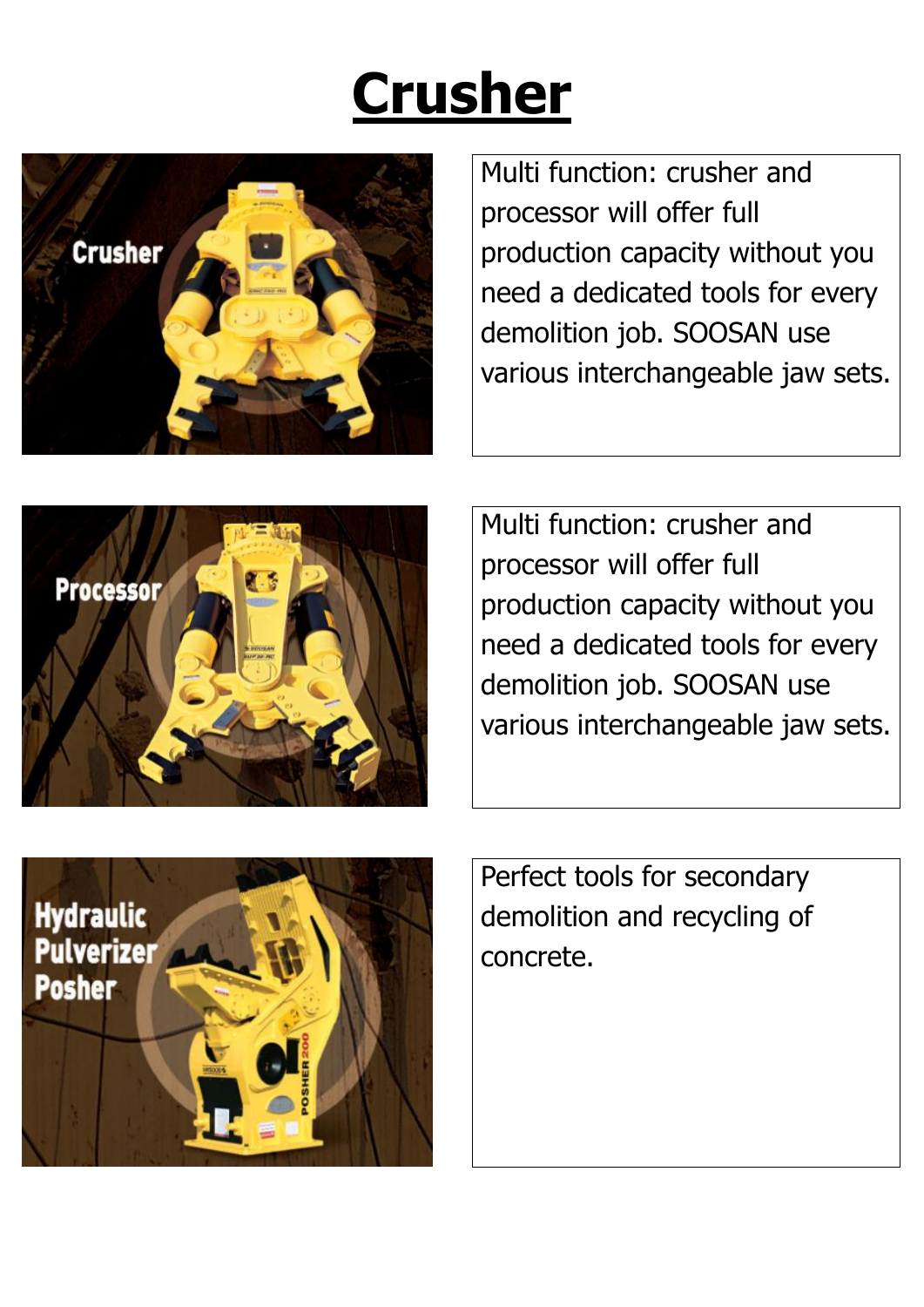# Crusher

Multi function: crusher and processor will offer full production capacity without you need a dedicated tools for every demolition job. SOOSAN use various interchangeable jaw sets.

Multi function: crusher and processor will offer full production capacity without you need a dedicated tools for every demolition job. SOOSAN use various interchangeable jaw sets.

Perfect tools for secondary demolition and recycling of concrete.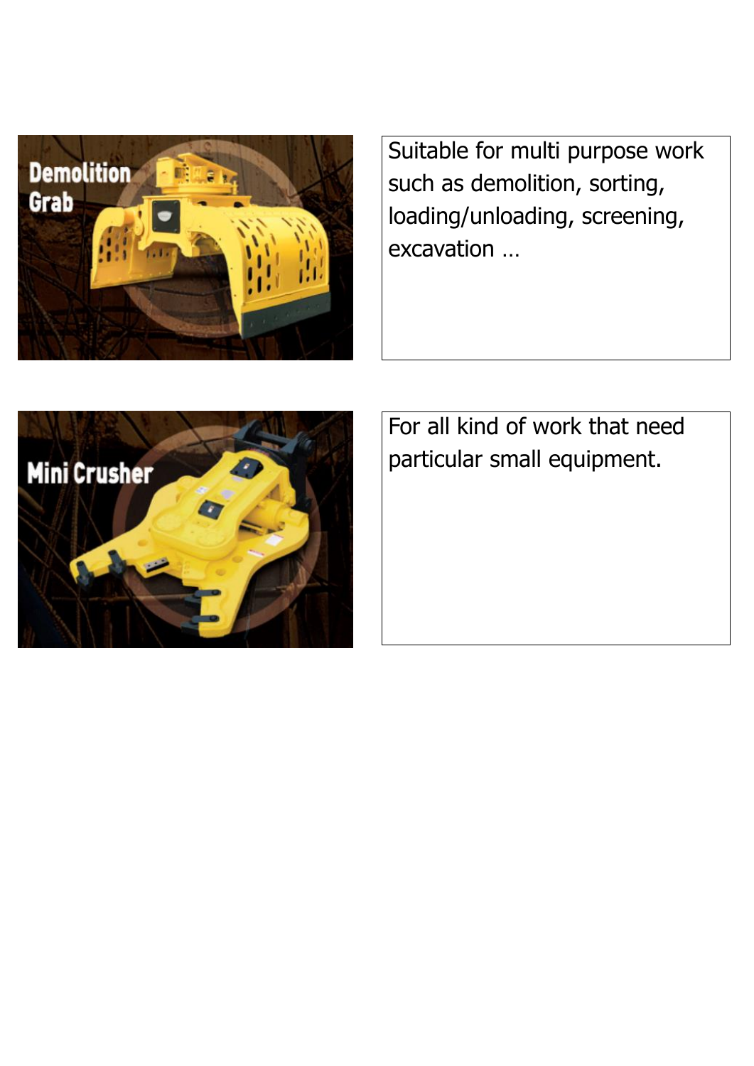Demolition Grab

Suitable for multi purpose work such as demolition, sorting, loading/unloading, screening, excavation …

Mini Crusher

For all kind of work that need particular small equipment.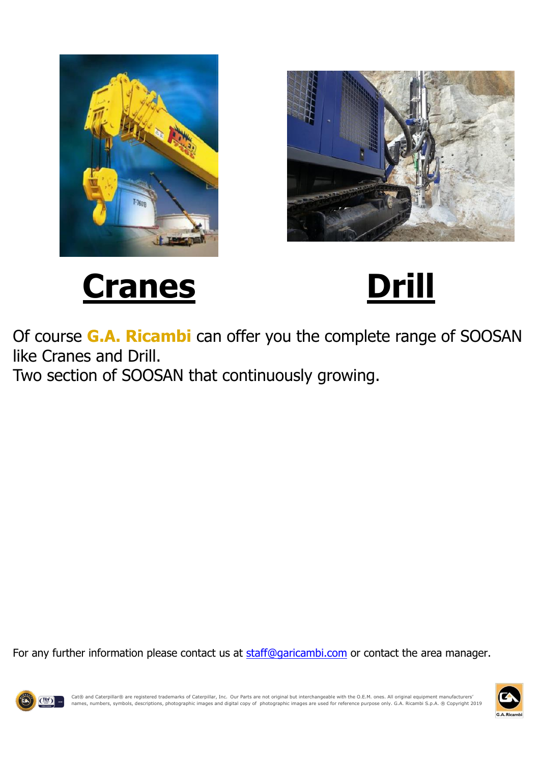## Cranes

## Drill

Of course **G.A. Ricambi** can offer you the complete range of SOOSAN like Cranes and Drill.
Two section of SOOSAN that continuously growing.

For any further information please contact us at staff@garicambi.com or contact the area manager.

Cat® and Caterpillar® are registered trademarks of Caterpillar, Inc. Our Parts are not original but interchangeable with the O.E.M. ones. All original equipment manufacturers' names, numbers, symbols, descriptions, photographic images and digital copy of photographic images are used for reference purpose only. G.A. Ricambi S.p.A. ® Copyright 2019